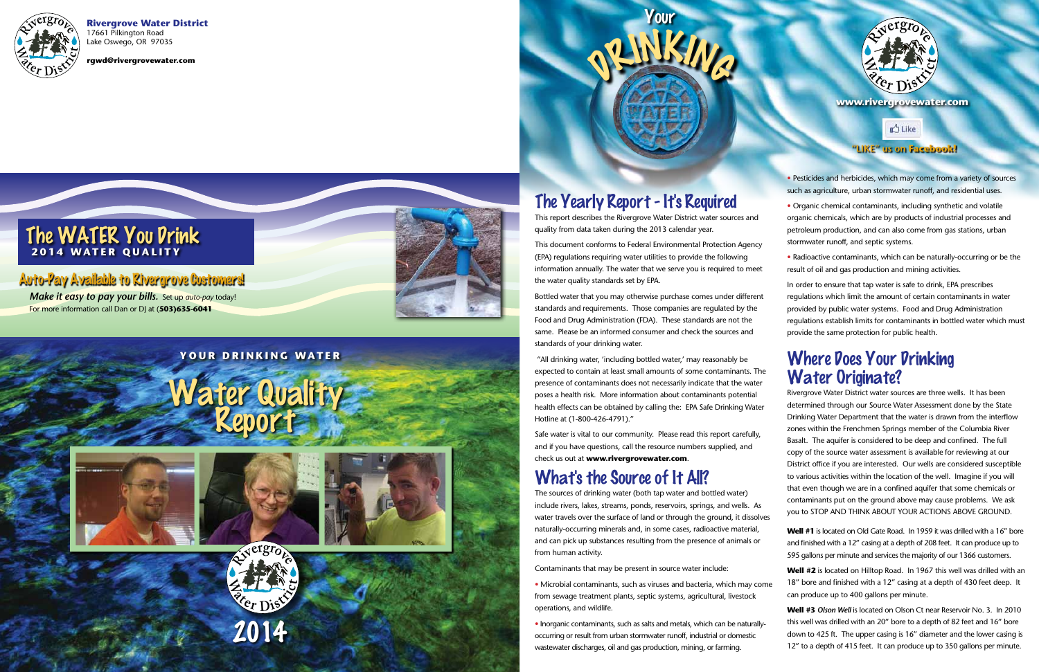**Rivergrove Water District**
17661 Pilkington Road
Lake Oswego, OR 97035

**rgwd@rivergrovewater.com**

# The WATER You Drink
## 2014 WATER QUALITY

## Auto-Pay Available to Rivergrove Customers!

***Make it easy to pay your bills.*** Set up *auto-pay* today!
For more information call Dan or DJ at (**503)635-6041**

**YOUR DRINKING WATER**

# Water Quality Report

2014

# Your DRINKING WATER

**www.rivergrovewater.com**

"LIKE" us on Facebook!

## The Yearly Report - It's Required

This report describes the Rivergrove Water District water sources and quality from data taken during the 2013 calendar year.

This document conforms to Federal Environmental Protection Agency (EPA) regulations requiring water utilities to provide the following information annually. The water that we serve you is required to meet the water quality standards set by EPA.

Bottled water that you may otherwise purchase comes under different standards and requirements. Those companies are regulated by the Food and Drug Administration (FDA). These standards are not the same. Please be an informed consumer and check the sources and standards of your drinking water.

"All drinking water, 'including bottled water,' may reasonably be expected to contain at least small amounts of some contaminants. The presence of contaminants does not necessarily indicate that the water poses a health risk. More information about contaminants potential health effects can be obtained by calling the: EPA Safe Drinking Water Hotline at (1-800-426-4791)."

Safe water is vital to our community. Please read this report carefully, and if you have questions, call the resource numbers supplied, and check us out at **www.rivergrovewater.com**.

## What's the Source of It All?

The sources of drinking water (both tap water and bottled water) include rivers, lakes, streams, ponds, reservoirs, springs, and wells. As water travels over the surface of land or through the ground, it dissolves naturally-occurring minerals and, in some cases, radioactive material, and can pick up substances resulting from the presence of animals or from human activity.

Contaminants that may be present in source water include:

- Microbial contaminants, such as viruses and bacteria, which may come from sewage treatment plants, septic systems, agricultural, livestock operations, and wildlife.
- Inorganic contaminants, such as salts and metals, which can be naturally-occurring or result from urban stormwater runoff, industrial or domestic wastewater discharges, oil and gas production, mining, or farming.
- Pesticides and herbicides, which may come from a variety of sources such as agriculture, urban stormwater runoff, and residential uses.
- Organic chemical contaminants, including synthetic and volatile organic chemicals, which are by products of industrial processes and petroleum production, and can also come from gas stations, urban stormwater runoff, and septic systems.
- Radioactive contaminants, which can be naturally-occurring or be the result of oil and gas production and mining activities.

In order to ensure that tap water is safe to drink, EPA prescribes regulations which limit the amount of certain contaminants in water provided by public water systems. Food and Drug Administration regulations establish limits for contaminants in bottled water which must provide the same protection for public health.

## Where Does Your Drinking Water Originate?

Rivergrove Water District water sources are three wells. It has been determined through our Source Water Assessment done by the State Drinking Water Department that the water is drawn from the interflow zones within the Frenchmen Springs member of the Columbia River Basalt. The aquifer is considered to be deep and confined. The full copy of the source water assessment is available for reviewing at our District office if you are interested. Our wells are considered susceptible to various activities within the location of the well. Imagine if you will that even though we are in a confined aquifer that some chemicals or contaminants put on the ground above may cause problems. We ask you to STOP AND THINK ABOUT YOUR ACTIONS ABOVE GROUND.

**Well #1** is located on Old Gate Road. In 1959 it was drilled with a 16" bore and finished with a 12" casing at a depth of 208 feet. It can produce up to 595 gallons per minute and services the majority of our 1366 customers.

**Well #2** is located on Hilltop Road. In 1967 this well was drilled with an 18" bore and finished with a 12" casing at a depth of 430 feet deep. It can produce up to 400 gallons per minute.

**Well #3** ***Olson Well*** is located on Olson Ct near Reservoir No. 3. In 2010 this well was drilled with an 20" bore to a depth of 82 feet and 16" bore down to 425 ft. The upper casing is 16" diameter and the lower casing is 12" to a depth of 415 feet. It can produce up to 350 gallons per minute.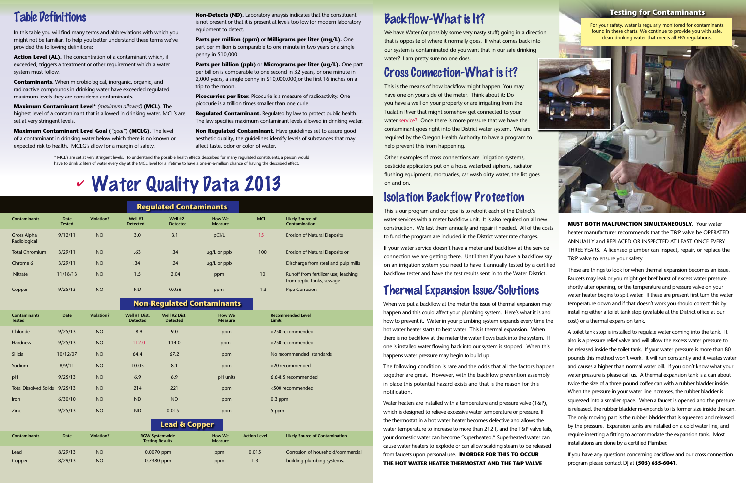# Table Definitions

In this table you will find many terms and abbreviations with which you might not be familiar. To help you better understand these terms we've provided the following definitions:

**Action Level (AL).** The concentration of a contaminant which, if exceeded, triggers a treatment or other requirement which a water system must follow.

**Contaminants.** When microbiological, inorganic, organic, and radioactive compounds in drinking water have exceeded regulated maximum levels they are considered contaminants.

**Maximum Contaminant Level*** *(maximum allowed)* **(MCL)**. The highest level of a contaminant that is allowed in drinking water. MCL's are set at very stringent levels.

**Maximum Contaminant Level Goal** (*"goal"*) **(MCLG)**. The level of a contaminant in drinking water below which there is no known or expected risk to health. MCLG's allow for a margin of safety.

**Non-Detects (ND).** Laboratory analysis indicates that the constituent is not present or that it is present at levels too low for modern laboratory equipment to detect.

**Parts per million (ppm)** or **Milligrams per liter (mg/L).** One part per million is comparable to one minute in two years or a single penny in $10,000.

**Parts per billion (ppb)** or **Micrograms per liter (ug/L).** One part per billion is comparable to one second in 32 years, or one minute in 2,000 years, a single penny in $10,000,000,or the first 16 inches on a trip to the moon.

**Picocurries per liter.** Picocurie is a measure of radioactivity. One picocurie is a trillion times smaller than one curie.

**Regulated Contaminant.** Regulated by law to protect public health. The law specifies maximum contaminant levels allowed in drinking water.

**Non Regulated Contaminant.** Have guidelines set to assure good aesthetic quality, the guidelines identify levels of substances that may affect taste, odor or color of water.

* MCL's are set at very stringent levels. To understand the possible health effects described for many regulated constituents, a person would have to drink 2 liters of water every day at the MCL level for a lifetime to have a one-in-a-million chance of having the described effect.

# ✔ Water Quality Data 2013

## Regulated Contaminants

| Contaminants | Date Tested | Violation? | Well #1 Detected | Well #2 Detected | How We Measure | MCL | Likely Source of Contamination |
|---|---|---|---|---|---|---|---|
| Gross Alpha Radiological | 9/12/11 | NO | 3.0 | 3.1 | pCi/L | 15 | Erosion of Natural Deposits |
| Total Chromium | 3/29/11 | NO | .63 | .34 | ug/L or ppb | 100 | Erosion of Natural Deposits or |
| Chrome 6 | 3/29/11 | NO | .34 | .24 | ug/L or ppb | | Discharge from steel and pulp mills |
| Nitrate | 11/18/13 | NO | 1.5 | 2.04 | ppm | 10 | Runoff from fertilizer use; leaching from septic tanks, sewage |
| Copper | 9/25/13 | NO | ND | 0.036 | ppm | 1.3 | Pipe Corrosion |

## Non-Regulated Contaminants

| Contaminants Tested | Date | Violation? | Well #1 Dist. Detected | Well #2 Dist. Detected | How We Measure | Recommended Level Limits |
|---|---|---|---|---|---|---|
| Chloride | 9/25/13 | NO | 8.9 | 9.0 | ppm | <250 recommended |
| Hardness | 9/25/13 | NO | 112.0 | 114.0 | ppm | <250 recommended |
| Silicia | 10/12/07 | NO | 64.4 | 67.2 | ppm | No recommended standards |
| Sodium | 8/9/11 | NO | 10.05 | 8.1 | ppm | <20 recommended |
| pH | 9/25/13 | NO | 6.9 | 6.9 | pH units | 6.6-8.5 recommended |
| Total Dissolved Solids | 9/25/13 | NO | 214 | 221 | ppm | <500 recommended |
| Iron | 6/30/10 | NO | ND | ND | ppm | 0.3 ppm |
| Zinc | 9/25/13 | NO | ND | 0.015 | ppm | 5 ppm |

## Lead & Copper

| Contaminants | Date | Violation? | RGW Systemwide Testing Results | How We Measure | Action Level | Likely Source of Contamination |
|---|---|---|---|---|---|---|
| Lead | 8/29/13 | NO | 0.0070 ppm | ppm | 0.015 | Corrosion of household/commercial |
| Copper | 8/29/13 | NO | 0.7380 ppm | ppm | 1.3 | building plumbing systems. |

# Backflow-What is It?

We have Water (or possibly some very nasty stuff) going in a direction that is opposite of where it normally goes. If what comes back into our system is contaminated do you want that in our safe drinking water? I am pretty sure no one does.

# Cross Connection-What is it?

This is the means of how backflow might happen. You may have one on your side of the meter. Think about it: Do you have a well on your property or are irrigating from the Tualatin River that might somehow get connected to your water service? Once there is more pressure that we have the contaminant goes right into the District water system. We are required by the Oregon Health Authority to have a program to help prevent this from happening.

Other examples of cross connections are irrigation systems, pesticide applicators put on a hose, waterbed siphons, radiator flushing equipment, mortuaries, car wash dirty water, the list goes on and on.

# Isolation Backflow Protection

This is our program and our goal is to retrofit each of the District's water services with a meter backflow unit. It is also required on all new construction. We test them annually and repair if needed. All of the costs to fund the program are included in the District water rate charges.

If your water service doesn't have a meter and backflow at the service connection we are getting there. Until then if you have a backflow say on an irrigation system you need to have it annually tested by a certified backflow tester and have the test results sent in to the Water District.

# Thermal Expansion Issue/Solutions

When we put a backflow at the meter the issue of thermal expansion may happen and this could affect your plumbing system. Here's what it is and how to prevent it. Water in your plumbing system expands every time the hot water heater starts to heat water. This is thermal expansion. When there is no backflow at the meter the water flows back into the system. If one is installed water flowing back into our system is stopped. When this happens water pressure may begin to build up.

The following condition is rare and the odds that all the factors happen together are great. However, with the backflow prevention assembly in place this potential hazard exists and that is the reason for this notification.

Water heaters are installed with a temperature and pressure valve (T&P), which is designed to relieve excessive water temperature or pressure. If the thermostat in a hot water heater becomes defective and allows the water temperature to increase to more than 212 F, and the T&P valve fails, your domestic water can become "superheated." Superheated water can cause water heaters to explode or can allow scalding steam to be released from faucets upon personal use. **IN ORDER FOR THIS TO OCCUR THE HOT WATER HEATER THERMOSTAT AND THE T&P VALVE MUST BOTH MALFUNCTION SIMULTANEOUSLY.** Your water heater manufacturer recommends that the T&P valve be OPERATED ANNUALLY and REPLACED OR INSPECTED AT LEAST ONCE EVERY THREE YEARS. A licensed plumber can inspect, repair, or replace the T&P valve to ensure your safety.

These are things to look for when thermal expansion becomes an issue. Faucets may leak or you might get brief burst of excess water pressure shortly after opening, or the temperature and pressure valve on your water heater begins to spit water. If these are present first turn the water temperature down and if that doesn't work you should correct this by installing either a toilet tank stop (available at the District office at our cost) or a thermal expansion tank.

A toilet tank stop is installed to regulate water coming into the tank. It also is a pressure relief valve and will allow the excess water pressure to be released inside the toilet tank. If your water pressure is more than 80 pounds this method won't work. It will run constantly and it wastes water and causes a higher than normal water bill. If you don't know what your water pressure is please call us. A thermal expansion tank is a can about twice the size of a three-pound coffee can with a rubber bladder inside. When the pressure in your water line increases, the rubber bladder is squeezed into a smaller space. When a faucet is opened and the pressure is released, the rubber bladder re-expands to its former size inside the can. The only moving part is the rubber bladder that is squeezed and released by the pressure. Expansion tanks are installed on a cold water line, and require inserting a fitting to accommodate the expansion tank. Most installations are done by a certified Plumber.

If you have any questions concerning backflow and our cross connection program please contact DJ at **(503) 635-6041**.

## Testing for Contaminants

For your safety, water is regularly monitored for contaminants found in these charts. We continue to provide you with safe, clean drinking water that meets all EPA regulations.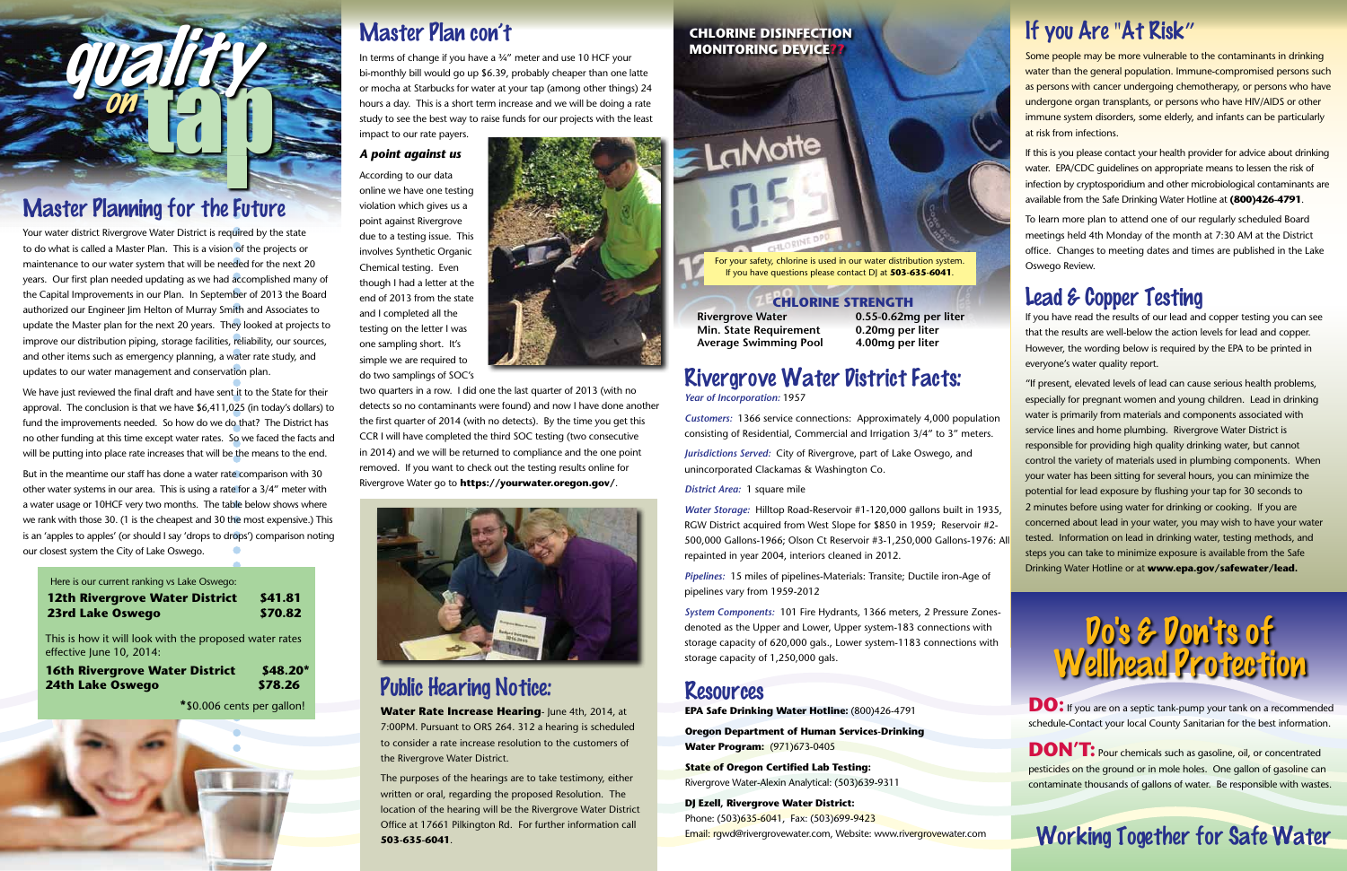# quality on tap

## Master Planning for the Future

Your water district Rivergrove Water District is required by the state to do what is called a Master Plan. This is a vision of the projects or maintenance to our water system that will be needed for the next 20 years. Our first plan needed updating as we had accomplished many of the Capital Improvements in our Plan. In September of 2013 the Board authorized our Engineer Jim Helton of Murray Smith and Associates to update the Master plan for the next 20 years. They looked at projects to improve our distribution piping, storage facilities, reliability, our sources, and other items such as emergency planning, a water rate study, and updates to our water management and conservation plan.

We have just reviewed the final draft and have sent it to the State for their approval. The conclusion is that we have $6,411,025 (in today's dollars) to fund the improvements needed. So how do we do that? The District has no other funding at this time except water rates. So we faced the facts and will be putting into place rate increases that will be the means to the end.

But in the meantime our staff has done a water rate comparison with 30 other water systems in our area. This is using a rate for a 3/4" meter with a water usage or 10HCF very two months. The table below shows where we rank with those 30. (1 is the cheapest and 30 the most expensive.) This is an 'apples to apples' (or should I say 'drops to drops') comparison noting our closest system the City of Lake Oswego.

Here is our current ranking vs Lake Oswego:

| | |
|---|---|
| **12th Rivergrove Water District** | **$41.81** |
| **23rd Lake Oswego** | **$70.82** |

This is how it will look with the proposed water rates effective June 10, 2014:

| | |
|---|---|
| **16th Rivergrove Water District** | **$48.20*** |
| **24th Lake Oswego** | **$78.26** |

***$0.006 cents per gallon!**

## Master Plan con't

In terms of change if you have a ¾" meter and use 10 HCF your bi-monthly bill would go up $6.39, probably cheaper than one latte or mocha at Starbucks for water at your tap (among other things) 24 hours a day. This is a short term increase and we will be doing a rate study to see the best way to raise funds for our projects with the least impact to our rate payers.

### *A point against us*

According to our data online we have one testing violation which gives us a point against Rivergrove due to a testing issue. This involves Synthetic Organic Chemical testing. Even though I had a letter at the end of 2013 from the state and I completed all the testing on the letter I was one sampling short. It's simple we are required to do two samplings of SOC's two quarters in a row. I did one the last quarter of 2013 (with no detects) so no contaminants were found) and now I have done another the first quarter of 2014 (with no detects). By the time you get this CCR I will have completed the third SOC testing (two consecutive in 2014) and we will be returned to compliance and the one point removed. If you want to check out the testing results online for Rivergrove Water go to **https://yourwater.oregon.gov/**.

## Public Hearing Notice:

**Water Rate Increase Hearing**- June 4th, 2014, at 7:00PM. Pursuant to ORS 264. 312 a hearing is scheduled to consider a rate increase resolution to the customers of the Rivergrove Water District.

The purposes of the hearings are to take testimony, either written or oral, regarding the proposed Resolution. The location of the hearing will be the Rivergrove Water District Office at 17661 Pilkington Rd. For further information call **503-635-6041**.

## CHLORINE DISINFECTION MONITORING DEVICE??

For your safety, chlorine is used in our water distribution system. If you have questions please contact DJ at **503-635-6041**.

### CHLORINE STRENGTH

| | |
|---|---|
| **Rivergrove Water** | **0.55-0.62mg per liter** |
| **Min. State Requirement** | **0.20mg per liter** |
| **Average Swimming Pool** | **4.00mg per liter** |

## Rivergrove Water District Facts:

*Year of Incorporation:* 1957

*Customers:* 1366 service connections: Approximately 4,000 population consisting of Residential, Commercial and Irrigation 3/4" to 3" meters.

*Jurisdictions Served:* City of Rivergrove, part of Lake Oswego, and unincorporated Clackamas & Washington Co.

*District Area:* 1 square mile

*Water Storage:* Hilltop Road-Reservoir #1-120,000 gallons built in 1935, RGW District acquired from West Slope for $850 in 1959; Reservoir #2-500,000 Gallons-1966; Olson Ct Reservoir #3-1,250,000 Gallons-1976: All repainted in year 2004, interiors cleaned in 2012.

*Pipelines:* 15 miles of pipelines-Materials: Transite; Ductile iron-Age of pipelines vary from 1959-2012

*System Components:* 101 Fire Hydrants, 1366 meters, 2 Pressure Zones-denoted as the Upper and Lower, Upper system-183 connections with storage capacity of 620,000 gals., Lower system-1183 connections with storage capacity of 1,250,000 gals.

## Resources

**EPA Safe Drinking Water Hotline:** (800)426-4791

**Oregon Department of Human Services-Drinking Water Program:** (971)673-0405

**State of Oregon Certified Lab Testing:**
Rivergrove Water-Alexin Analytical: (503)639-9311

**DJ Ezell, Rivergrove Water District:**
Phone: (503)635-6041, Fax: (503)699-9423
Email: rgwd@rivergrovewater.com, Website: www.rivergrovewater.com

## If you Are "At Risk"

Some people may be more vulnerable to the contaminants in drinking water than the general population. Immune-compromised persons such as persons with cancer undergoing chemotherapy, or persons who have undergone organ transplants, or persons who have HIV/AIDS or other immune system disorders, some elderly, and infants can be particularly at risk from infections.

If this is you please contact your health provider for advice about drinking water. EPA/CDC guidelines on appropriate means to lessen the risk of infection by cryptosporidium and other microbiological contaminants are available from the Safe Drinking Water Hotline at **(800)426-4791**.

To learn more plan to attend one of our regularly scheduled Board meetings held 4th Monday of the month at 7:30 AM at the District office. Changes to meeting dates and times are published in the Lake Oswego Review.

## Lead & Copper Testing

If you have read the results of our lead and copper testing you can see that the results are well-below the action levels for lead and copper. However, the wording below is required by the EPA to be printed in everyone's water quality report.

"If present, elevated levels of lead can cause serious health problems, especially for pregnant women and young children. Lead in drinking water is primarily from materials and components associated with service lines and home plumbing. Rivergrove Water District is responsible for providing high quality drinking water, but cannot control the variety of materials used in plumbing components. When your water has been sitting for several hours, you can minimize the potential for lead exposure by flushing your tap for 30 seconds to 2 minutes before using water for drinking or cooking. If you are concerned about lead in your water, you may wish to have your water tested. Information on lead in drinking water, testing methods, and steps you can take to minimize exposure is available from the Safe Drinking Water Hotline or at **www.epa.gov/safewater/lead.**

## Do's & Don'ts of Wellhead Protection

**DO:** If you are on a septic tank-pump your tank on a recommended schedule-Contact your local County Sanitarian for the best information.

**DON'T:** Pour chemicals such as gasoline, oil, or concentrated pesticides on the ground or in mole holes. One gallon of gasoline can contaminate thousands of gallons of water. Be responsible with wastes.

## Working Together for Safe Water